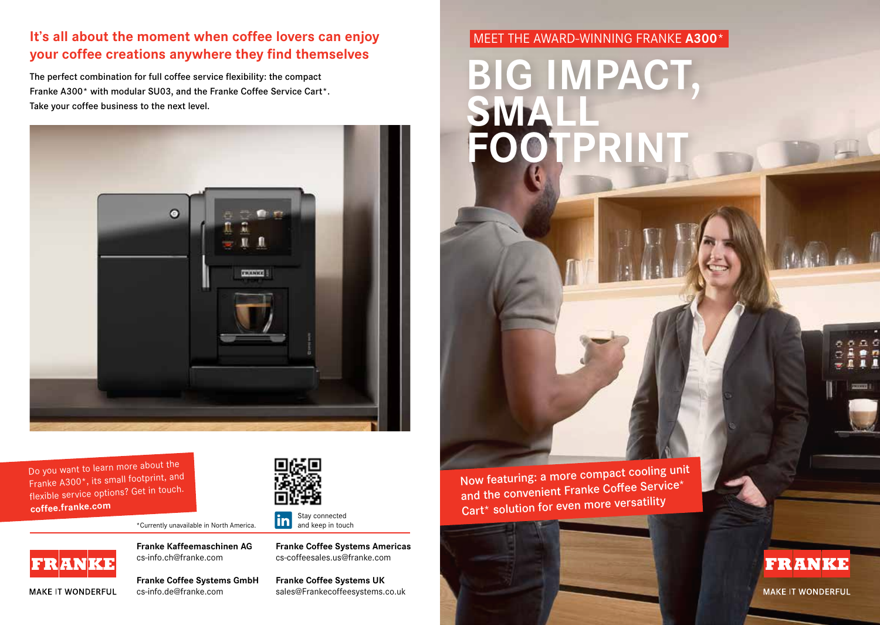## It's all about the moment when coffee lovers can enjoy your coffee creations anywhere they find themselves

The perfect combination for full coffee service flexibility: the compact Franke A300* with modular SU03, and the Franke Coffee Service Cart*. Take your coffee business to the next level.

Do you want to learn more about the Franke A300*, its small footprint, and flexible service options? Get in touch.
**coffee.franke.com**

*Currently unavailable in North America.

Stay connected and keep in touch

FRANKE
MAKE IT WONDERFUL

**Franke Kaffeemaschinen AG**
cs-info.ch@franke.com

**Franke Coffee Systems GmbH**
cs-info.de@franke.com

**Franke Coffee Systems Americas**
cs-coffeesales.us@franke.com

**Franke Coffee Systems UK**
sales@Frankecoffeesystems.co.uk

MEET THE AWARD-WINNING FRANKE **A300***

# BIG IMPACT, SMALL FOOTPRINT

Now featuring: a more compact cooling unit and the convenient Franke Coffee Service* Cart* solution for even more versatility

FRANKE
MAKE IT WONDERFUL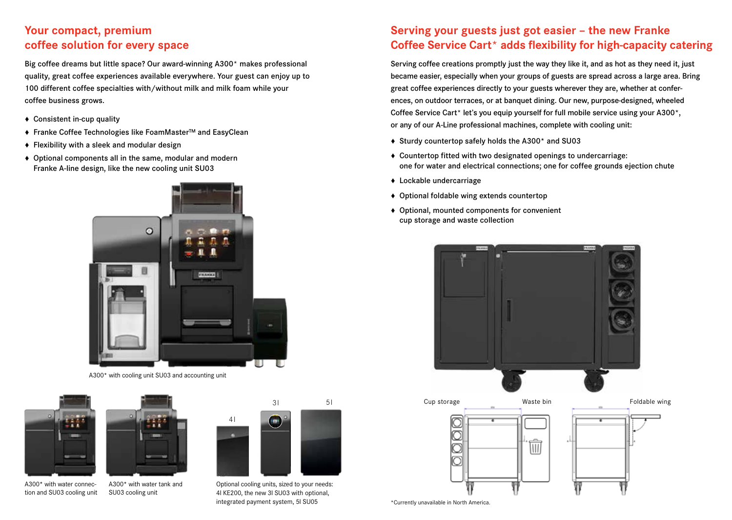## Your compact, premium coffee solution for every space

Big coffee dreams but little space? Our award-winning A300* makes professional quality, great coffee experiences available everywhere. Your guest can enjoy up to 100 different coffee specialties with/without milk and milk foam while your coffee business grows.

- Consistent in-cup quality
- Franke Coffee Technologies like FoamMaster™ and EasyClean
- Flexibility with a sleek and modular design
- Optional components all in the same, modular and modern Franke A-line design, like the new cooling unit SU03

A300* with cooling unit SU03 and accounting unit

A300* with water connection and SU03 cooling unit

A300* with water tank and SU03 cooling unit

4l

3l

5l

Optional cooling units, sized to your needs: 4l KE200, the new 3l SU03 with optional, integrated payment system, 5l SU05

## Serving your guests just got easier – the new Franke Coffee Service Cart* adds flexibility for high-capacity catering

Serving coffee creations promptly just the way they like it, and as hot as they need it, just became easier, especially when your groups of guests are spread across a large area. Bring great coffee experiences directly to your guests wherever they are, whether at conferences, on outdoor terraces, or at banquet dining. Our new, purpose-designed, wheeled Coffee Service Cart* let's you equip yourself for full mobile service using your A300*, or any of our A-Line professional machines, complete with cooling unit:

- Sturdy countertop safely holds the A300* and SU03
- Countertop fitted with two designated openings to undercarriage: one for water and electrical connections; one for coffee grounds ejection chute
- Lockable undercarriage
- Optional foldable wing extends countertop
- Optional, mounted components for convenient cup storage and waste collection

Cup storage

Waste bin

Foldable wing

*Currently unavailable in North America.